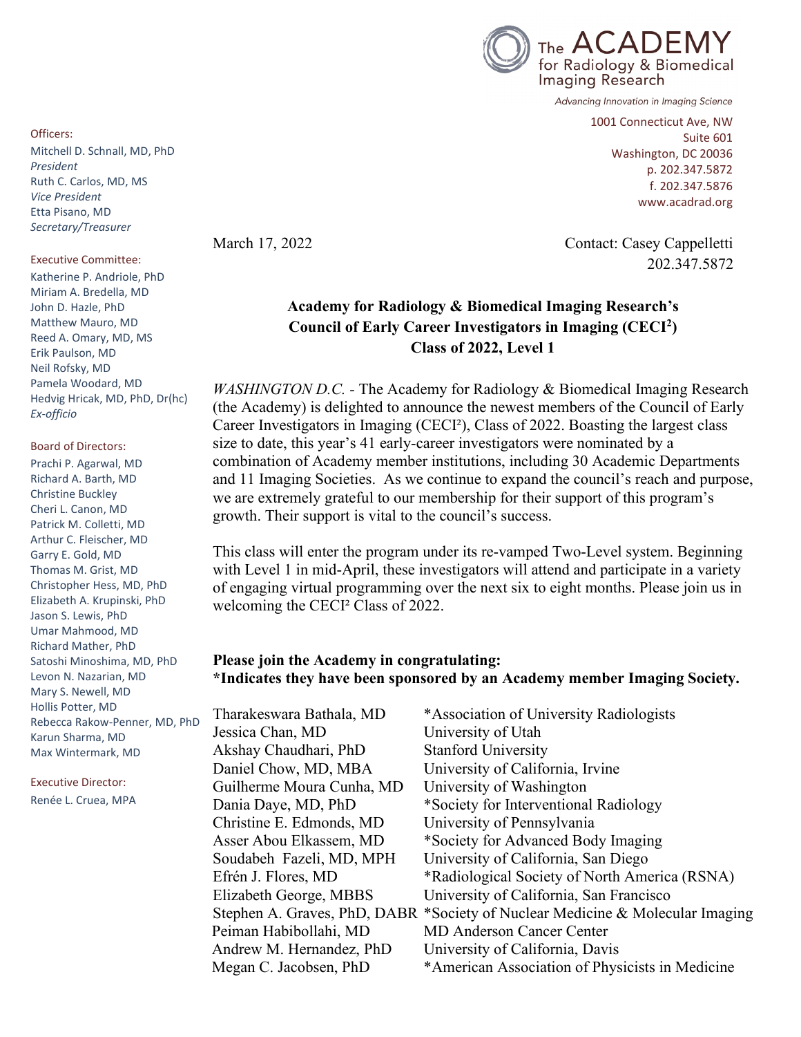The ACADEMY for Radiology & Biomedical Imaging Research

*Advancing Innovation in Imaging Science*

1001 Connecticut Ave, NW
Suite 601
Washington, DC 20036
p. 202.347.5872
f. 202.347.5876
www.acadrad.org

Officers:
Mitchell D. Schnall, MD, PhD
*President*
Ruth C. Carlos, MD, MS
*Vice President*
Etta Pisano, MD
*Secretary/Treasurer*

Executive Committee:
Katherine P. Andriole, PhD
Miriam A. Bredella, MD
John D. Hazle, PhD
Matthew Mauro, MD
Reed A. Omary, MD, MS
Erik Paulson, MD
Neil Rofsky, MD
Pamela Woodard, MD
Hedvig Hricak, MD, PhD, Dr(hc)
*Ex-officio*

Board of Directors:
Prachi P. Agarwal, MD
Richard A. Barth, MD
Christine Buckley
Cheri L. Canon, MD
Patrick M. Colletti, MD
Arthur C. Fleischer, MD
Garry E. Gold, MD
Thomas M. Grist, MD
Christopher Hess, MD, PhD
Elizabeth A. Krupinski, PhD
Jason S. Lewis, PhD
Umar Mahmood, MD
Richard Mather, PhD
Satoshi Minoshima, MD, PhD
Levon N. Nazarian, MD
Mary S. Newell, MD
Hollis Potter, MD
Rebecca Rakow-Penner, MD, PhD
Karun Sharma, MD
Max Wintermark, MD

Executive Director:
Renée L. Cruea, MPA

March 17, 2022

Contact: Casey Cappelletti
202.347.5872

**Academy for Radiology & Biomedical Imaging Research's Council of Early Career Investigators in Imaging (CECI²) Class of 2022, Level 1**

*WASHINGTON D.C.* - The Academy for Radiology & Biomedical Imaging Research (the Academy) is delighted to announce the newest members of the Council of Early Career Investigators in Imaging (CECI²), Class of 2022. Boasting the largest class size to date, this year's 41 early-career investigators were nominated by a combination of Academy member institutions, including 30 Academic Departments and 11 Imaging Societies. As we continue to expand the council's reach and purpose, we are extremely grateful to our membership for their support of this program's growth. Their support is vital to the council's success.

This class will enter the program under its re-vamped Two-Level system. Beginning with Level 1 in mid-April, these investigators will attend and participate in a variety of engaging virtual programming over the next six to eight months. Please join us in welcoming the CECI² Class of 2022.

**Please join the Academy in congratulating:**
***Indicates they have been sponsored by an Academy member Imaging Society.**

| | |
|---|---|
| Tharakeswara Bathala, MD | *Association of University Radiologists |
| Jessica Chan, MD | University of Utah |
| Akshay Chaudhari, PhD | Stanford University |
| Daniel Chow, MD, MBA | University of California, Irvine |
| Guilherme Moura Cunha, MD | University of Washington |
| Dania Daye, MD, PhD | *Society for Interventional Radiology |
| Christine E. Edmonds, MD | University of Pennsylvania |
| Asser Abou Elkassem, MD | *Society for Advanced Body Imaging |
| Soudabeh Fazeli, MD, MPH | University of California, San Diego |
| Efrén J. Flores, MD | *Radiological Society of North America (RSNA) |
| Elizabeth George, MBBS | University of California, San Francisco |
| Stephen A. Graves, PhD, DABR | *Society of Nuclear Medicine & Molecular Imaging |
| Peiman Habibollahi, MD | MD Anderson Cancer Center |
| Andrew M. Hernandez, PhD | University of California, Davis |
| Megan C. Jacobsen, PhD | *American Association of Physicists in Medicine |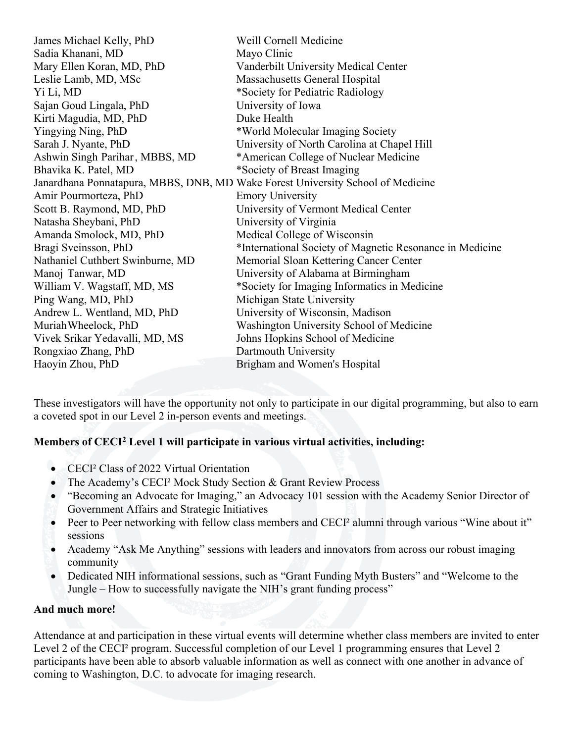| | |
|---|---|
| James Michael Kelly, PhD | Weill Cornell Medicine |
| Sadia Khanani, MD | Mayo Clinic |
| Mary Ellen Koran, MD, PhD | Vanderbilt University Medical Center |
| Leslie Lamb, MD, MSc | Massachusetts General Hospital |
| Yi Li, MD | *Society for Pediatric Radiology |
| Sajan Goud Lingala, PhD | University of Iowa |
| Kirti Magudia, MD, PhD | Duke Health |
| Yingying Ning, PhD | *World Molecular Imaging Society |
| Sarah J. Nyante, PhD | University of North Carolina at Chapel Hill |
| Ashwin Singh Parihar, MBBS, MD | *American College of Nuclear Medicine |
| Bhavika K. Patel, MD | *Society of Breast Imaging |
| Janardhana Ponnatapura, MBBS, DNB, MD | Wake Forest University School of Medicine |
| Amir Pourmorteza, PhD | Emory University |
| Scott B. Raymond, MD, PhD | University of Vermont Medical Center |
| Natasha Sheybani, PhD | University of Virginia |
| Amanda Smolock, MD, PhD | Medical College of Wisconsin |
| Bragi Sveinsson, PhD | *International Society of Magnetic Resonance in Medicine |
| Nathaniel Cuthbert Swinburne, MD | Memorial Sloan Kettering Cancer Center |
| Manoj Tanwar, MD | University of Alabama at Birmingham |
| William V. Wagstaff, MD, MS | *Society for Imaging Informatics in Medicine |
| Ping Wang, MD, PhD | Michigan State University |
| Andrew L. Wentland, MD, PhD | University of Wisconsin, Madison |
| Muriah Wheelock, PhD | Washington University School of Medicine |
| Vivek Srikar Yedavalli, MD, MS | Johns Hopkins School of Medicine |
| Rongxiao Zhang, PhD | Dartmouth University |
| Haoyin Zhou, PhD | Brigham and Women's Hospital |

These investigators will have the opportunity not only to participate in our digital programming, but also to earn a coveted spot in our Level 2 in-person events and meetings.

**Members of CECI² Level 1 will participate in various virtual activities, including:**

- CECI² Class of 2022 Virtual Orientation
- The Academy's CECI² Mock Study Section & Grant Review Process
- "Becoming an Advocate for Imaging," an Advocacy 101 session with the Academy Senior Director of Government Affairs and Strategic Initiatives
- Peer to Peer networking with fellow class members and CECI² alumni through various "Wine about it" sessions
- Academy "Ask Me Anything" sessions with leaders and innovators from across our robust imaging community
- Dedicated NIH informational sessions, such as "Grant Funding Myth Busters" and "Welcome to the Jungle – How to successfully navigate the NIH's grant funding process"

**And much more!**

Attendance at and participation in these virtual events will determine whether class members are invited to enter Level 2 of the CECI² program. Successful completion of our Level 1 programming ensures that Level 2 participants have been able to absorb valuable information as well as connect with one another in advance of coming to Washington, D.C. to advocate for imaging research.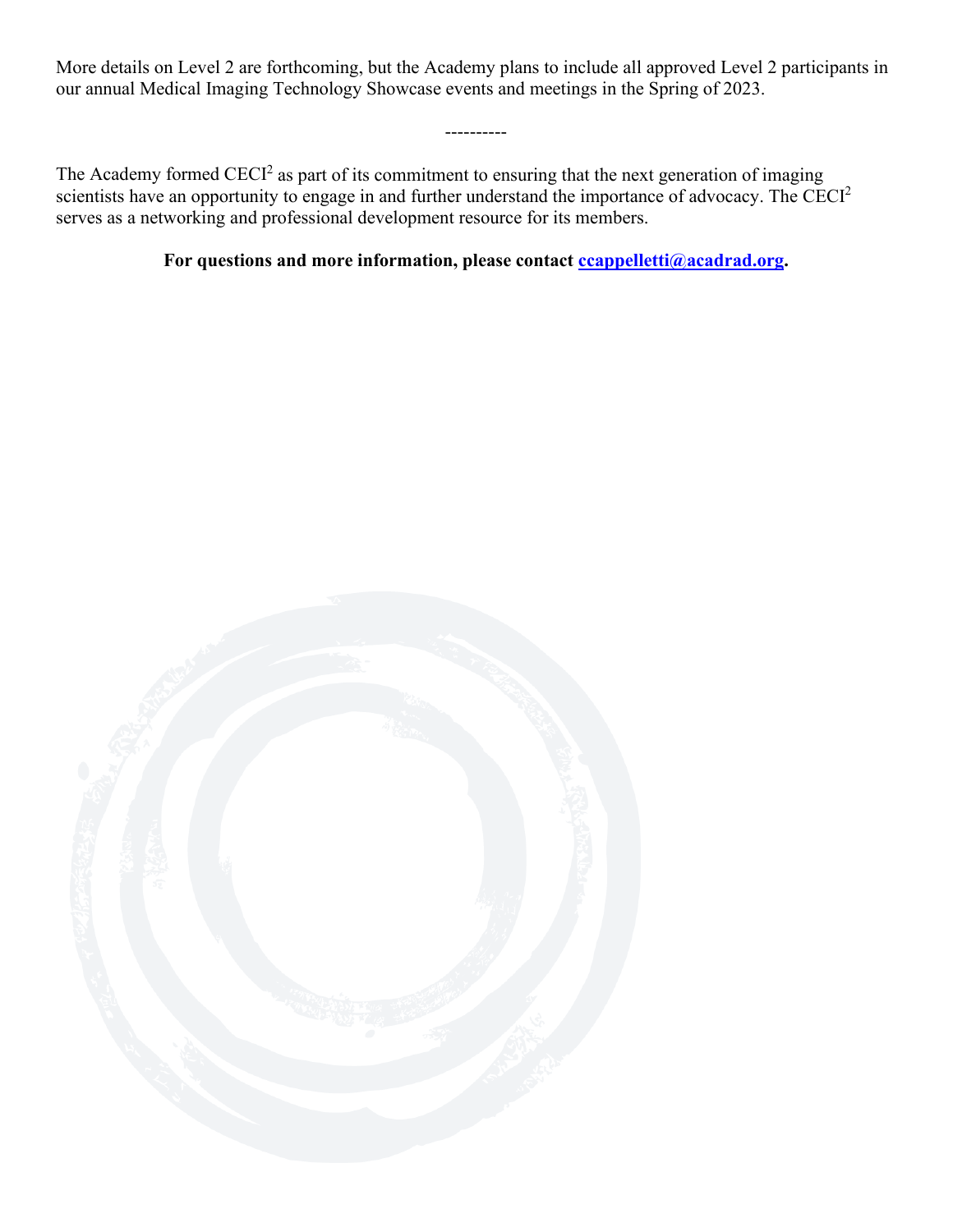More details on Level 2 are forthcoming, but the Academy plans to include all approved Level 2 participants in our annual Medical Imaging Technology Showcase events and meetings in the Spring of 2023.

----------

The Academy formed $CECI^2$ as part of its commitment to ensuring that the next generation of imaging scientists have an opportunity to engage in and further understand the importance of advocacy. The $CECI^2$ serves as a networking and professional development resource for its members.

**For questions and more information, please contact ccappelletti@acadrad.org.**